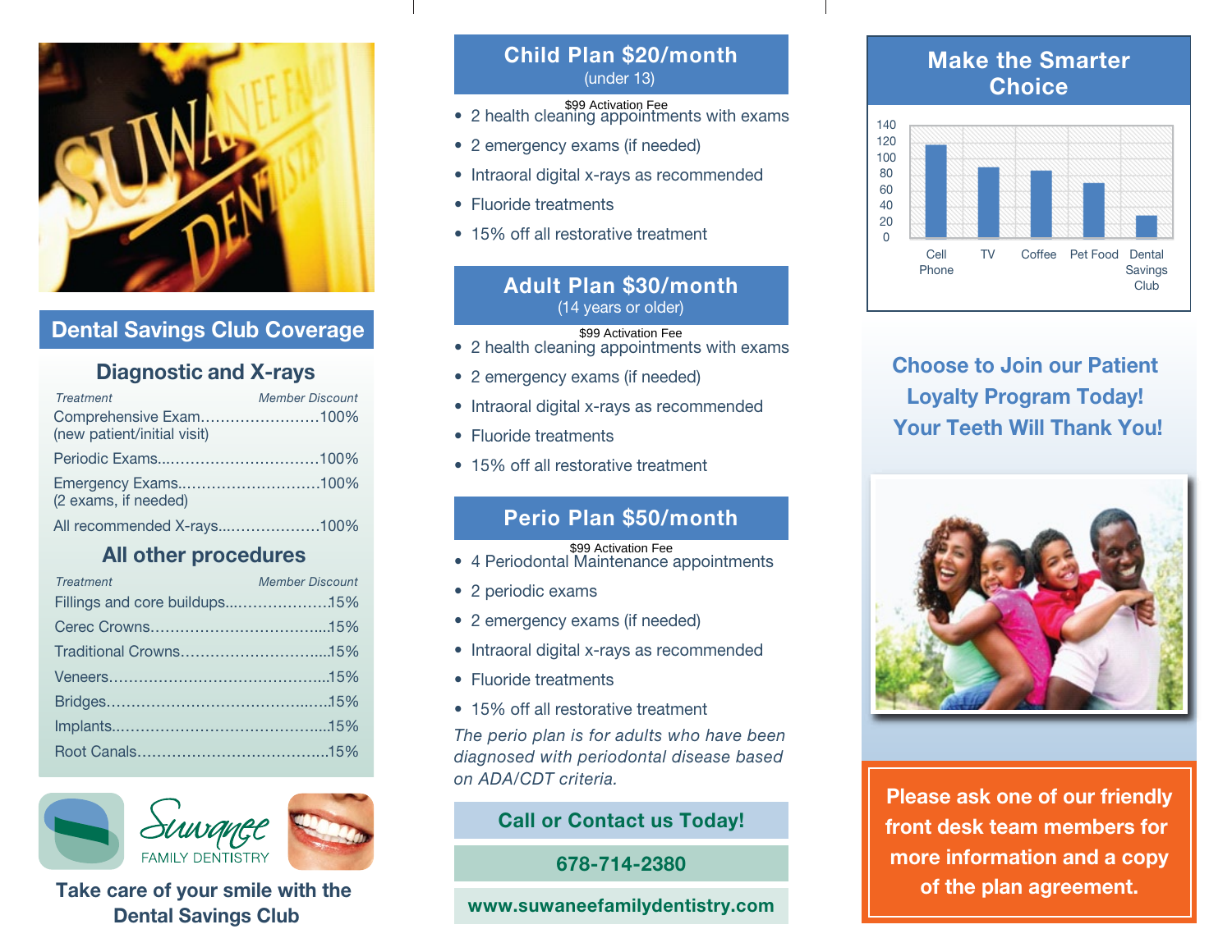## Dental Savings Club Coverage

### Diagnostic and X-rays

| Treatment | Member Discount |
|---|---|
| Comprehensive Exam (new patient/initial visit) | 100% |
| Periodic Exams | 100% |
| Emergency Exams (2 exams, if needed) | 100% |
| All recommended X-rays | 100% |

### All other procedures

| Treatment | Member Discount |
|---|---|
| Fillings and core buildups | 15% |
| Cerec Crowns | 15% |
| Traditional Crowns | 15% |
| Veneers | 15% |
| Bridges | 15% |
| Implants | 15% |
| Root Canals | 15% |

Suwanee FAMILY DENTISTRY

**Take care of your smile with the Dental Savings Club**

## Child Plan $20/month
(under 13)

$99 Activation Fee

- 2 health cleaning appointments with exams
- 2 emergency exams (if needed)
- Intraoral digital x-rays as recommended
- Fluoride treatments
- 15% off all restorative treatment

## Adult Plan $30/month
(14 years or older)

$99 Activation Fee

- 2 health cleaning appointments with exams
- 2 emergency exams (if needed)
- Intraoral digital x-rays as recommended
- Fluoride treatments
- 15% off all restorative treatment

## Perio Plan $50/month

$99 Activation Fee

- 4 Periodontal Maintenance appointments
- 2 periodic exams
- 2 emergency exams (if needed)
- Intraoral digital x-rays as recommended
- Fluoride treatments
- 15% off all restorative treatment

*The perio plan is for adults who have been diagnosed with periodontal disease based on ADA/CDT criteria.*

**Call or Contact us Today!**

**678-714-2380**

**www.suwaneefamilydentistry.com**

## Make the Smarter Choice

| Category | Value |
|---|---|
| Cell Phone | ~118 |
| TV | ~90 |
| Coffee | ~86 |
| Pet Food | ~70 |
| Dental Savings Club | ~30 |

**Choose to Join our Patient Loyalty Program Today! Your Teeth Will Thank You!**

**Please ask one of our friendly front desk team members for more information and a copy of the plan agreement.**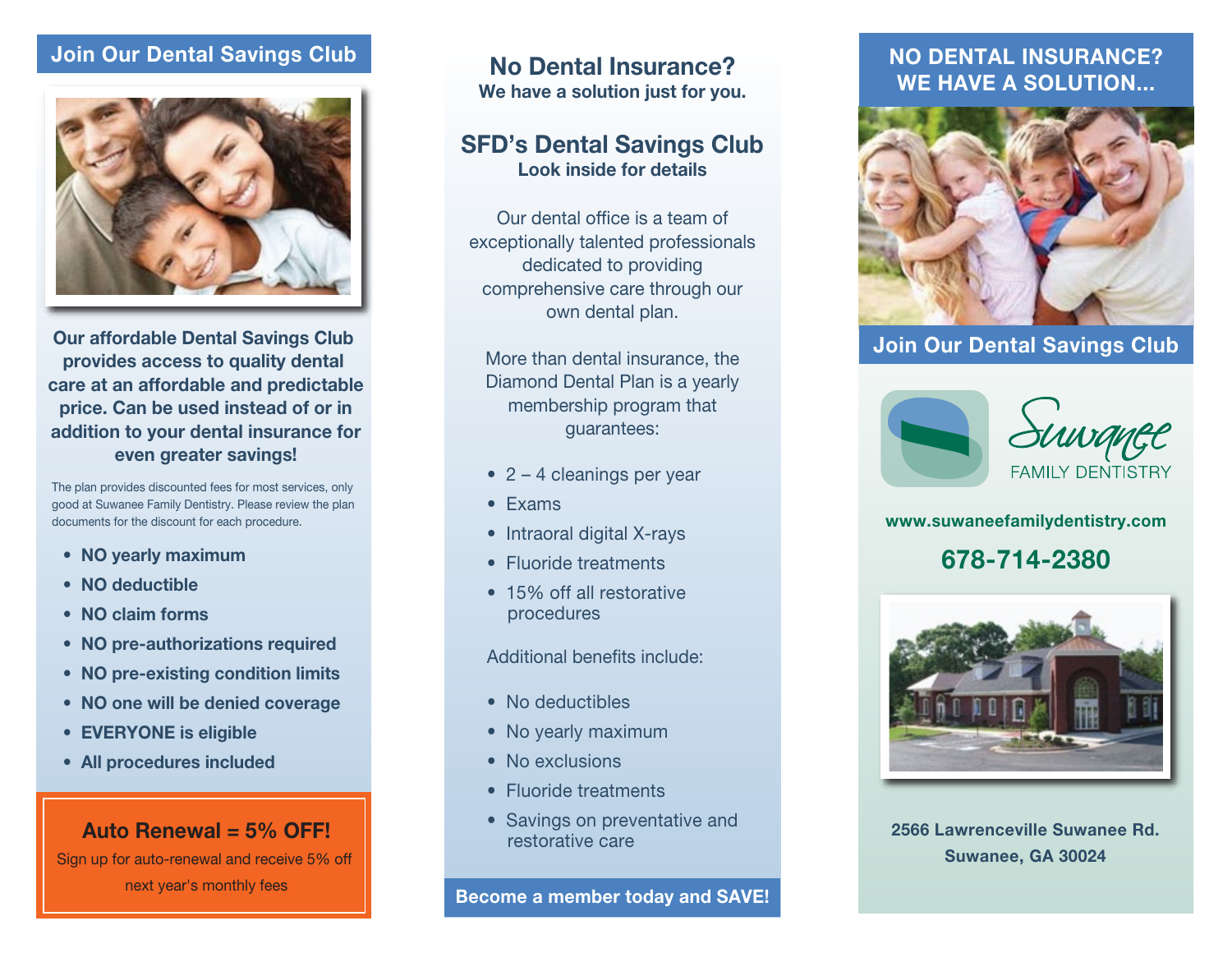## Join Our Dental Savings Club

**Our affordable Dental Savings Club provides access to quality dental care at an affordable and predictable price. Can be used instead of or in addition to your dental insurance for even greater savings!**

The plan provides discounted fees for most services, only good at Suwanee Family Dentistry. Please review the plan documents for the discount for each procedure.

- **NO yearly maximum**
- **NO deductible**
- **NO claim forms**
- **NO pre-authorizations required**
- **NO pre-existing condition limits**
- **NO one will be denied coverage**
- **EVERYONE is eligible**
- **All procedures included**

**Auto Renewal = 5% OFF!**

Sign up for auto-renewal and receive 5% off next year's monthly fees

## No Dental Insurance?

**We have a solution just for you.**

## SFD's Dental Savings Club

**Look inside for details**

Our dental office is a team of exceptionally talented professionals dedicated to providing comprehensive care through our own dental plan.

More than dental insurance, the Diamond Dental Plan is a yearly membership program that guarantees:

- 2 – 4 cleanings per year
- Exams
- Intraoral digital X-rays
- Fluoride treatments
- 15% off all restorative procedures

Additional benefits include:

- No deductibles
- No yearly maximum
- No exclusions
- Fluoride treatments
- Savings on preventative and restorative care

**Become a member today and SAVE!**

## NO DENTAL INSURANCE? WE HAVE A SOLUTION...

**Join Our Dental Savings Club**

Suwanee FAMILY DENTISTRY

**www.suwaneefamilydentistry.com**

**678-714-2380**

**2566 Lawrenceville Suwanee Rd.**
**Suwanee, GA 30024**